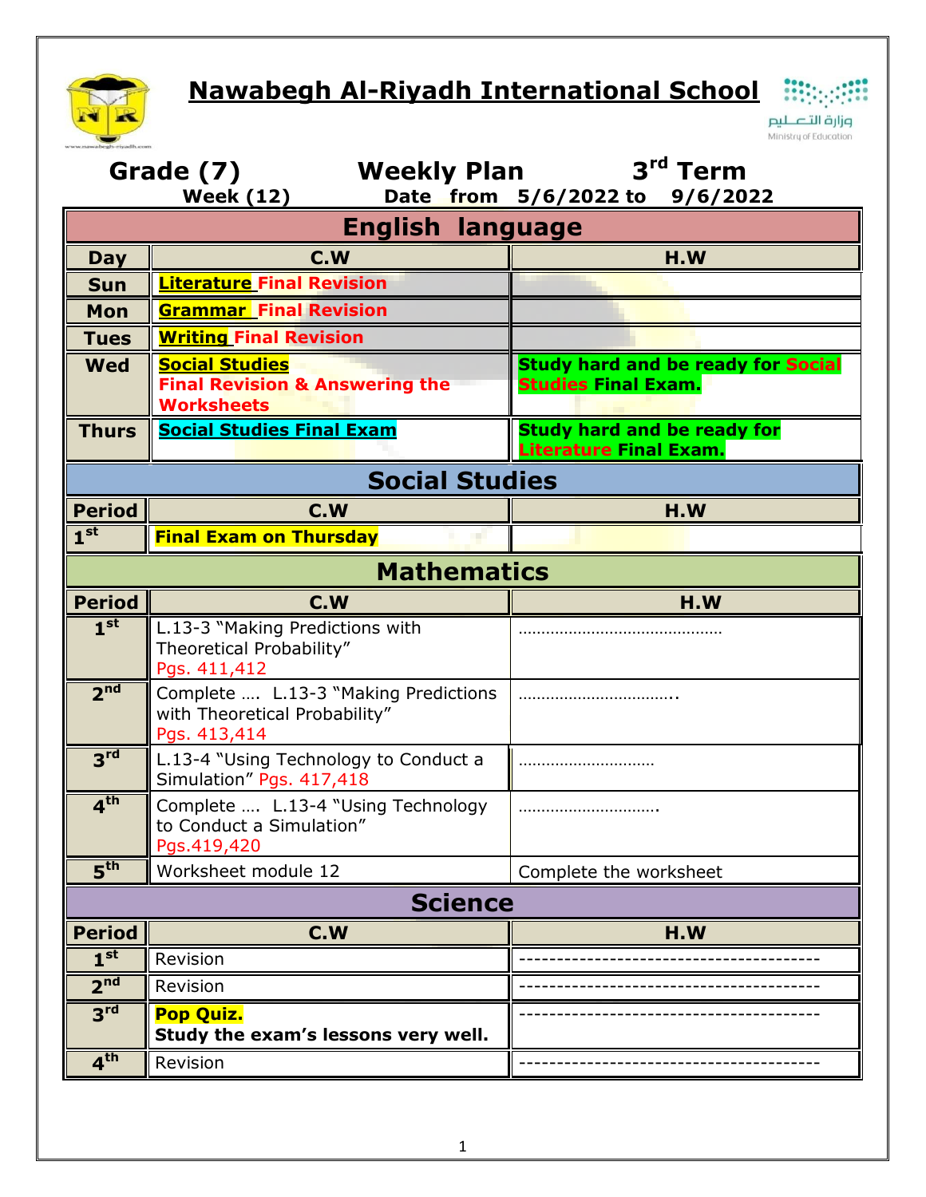# Nawabegh Al-Riyadh International School

وزارة التعليم
Ministry of Education

**Grade (7)** **Weekly Plan** **3rd Term**

**Week (12)** **Date from 5/6/2022 to 9/6/2022**

## English language

| Day | C.W | H.W |
|---|---|---|
| Sun | **Literature Final Revision** | |
| Mon | **Grammar Final Revision** | |
| Tues | **Writing Final Revision** | |
| Wed | **Social Studies Final Revision & Answering the Worksheets** | **Study hard and be ready for Social Studies Final Exam.** |
| Thurs | **Social Studies Final Exam** | **Study hard and be ready for Literature Final Exam.** |

## Social Studies

| Period | C.W | H.W |
|---|---|---|
| 1st | **Final Exam on Thursday** | |

## Mathematics

| Period | C.W | H.W |
|---|---|---|
| 1st | L.13-3 "Making Predictions with Theoretical Probability" Pgs. 411,412 | ……………………………………… |
| 2nd | Complete …. L.13-3 "Making Predictions with Theoretical Probability" Pgs. 413,414 | …………………………….. |
| 3rd | L.13-4 "Using Technology to Conduct a Simulation" Pgs. 417,418 | ……………………….. |
| 4th | Complete …. L.13-4 "Using Technology to Conduct a Simulation" Pgs.419,420 | ………………………… |
| 5th | Worksheet module 12 | Complete the worksheet |

## Science

| Period | C.W | H.W |
|---|---|---|
| 1st | Revision | ---------------------------------------- |
| 2nd | Revision | ---------------------------------------- |
| 3rd | **Pop Quiz.** **Study the exam's lessons very well.** | ---------------------------------------- |
| 4th | Revision | ---------------------------------------- |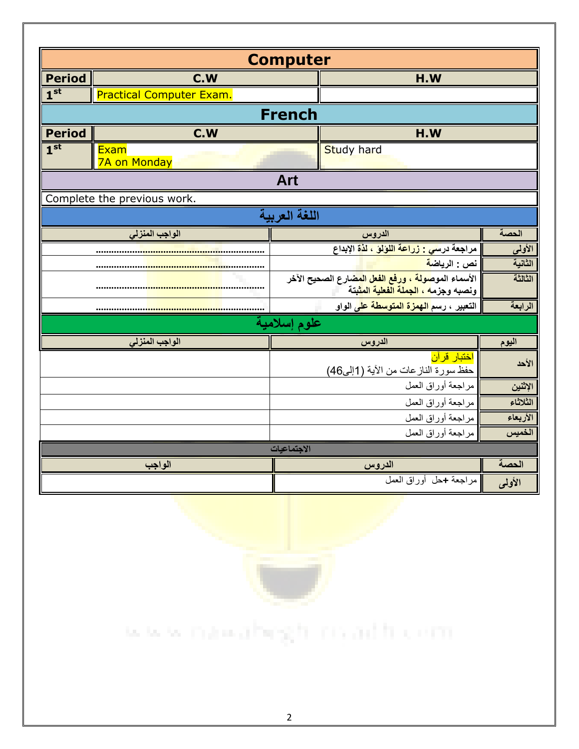## Computer

| Period | C.W | H.W |
|---|---|---|
| 1st | Practical Computer Exam. | |

## French

| Period | C.W | H.W |
|---|---|---|
| 1st | Exam<br>7A on Monday | Study hard |

## Art

Complete the previous work.

## اللغة العربية

| الحصة | الدروس | الواجب المنزلي |
|---|---|---|
| الأولى | مراجعة درسي : زراعة اللؤلؤ ، لذة الإبداع | ................................................................ |
| الثانية | نص : الرياضة | ................................................................ |
| الثالثة | الأسماء الموصولة ، ورفع الفعل المضارع الصحيح الآخر ونصبه وجزمه ، الجملة الفعلية المثبتة | ................................................................ |
| الرابعة | التعبير ، رسم الهمزة المتوسطة على الواو | ................................................................ |

## علوم إسلامية

| اليوم | الدروس | الواجب المنزلي |
|---|---|---|
| الأحد | اختبار قرآن<br>حفظ سورة النازعات من الآية (1إلى46) | |
| الإثنين | مراجعة أوراق العمل | |
| الثلاثاء | مراجعة أوراق العمل | |
| الأربعاء | مراجعة أوراق العمل | |
| الخميس | مراجعة أوراق العمل | |

## الاجتماعيات

| الحصة | الدروس | الواجب |
|---|---|---|
| الأولى | مراجعة +حل أوراق العمل | |